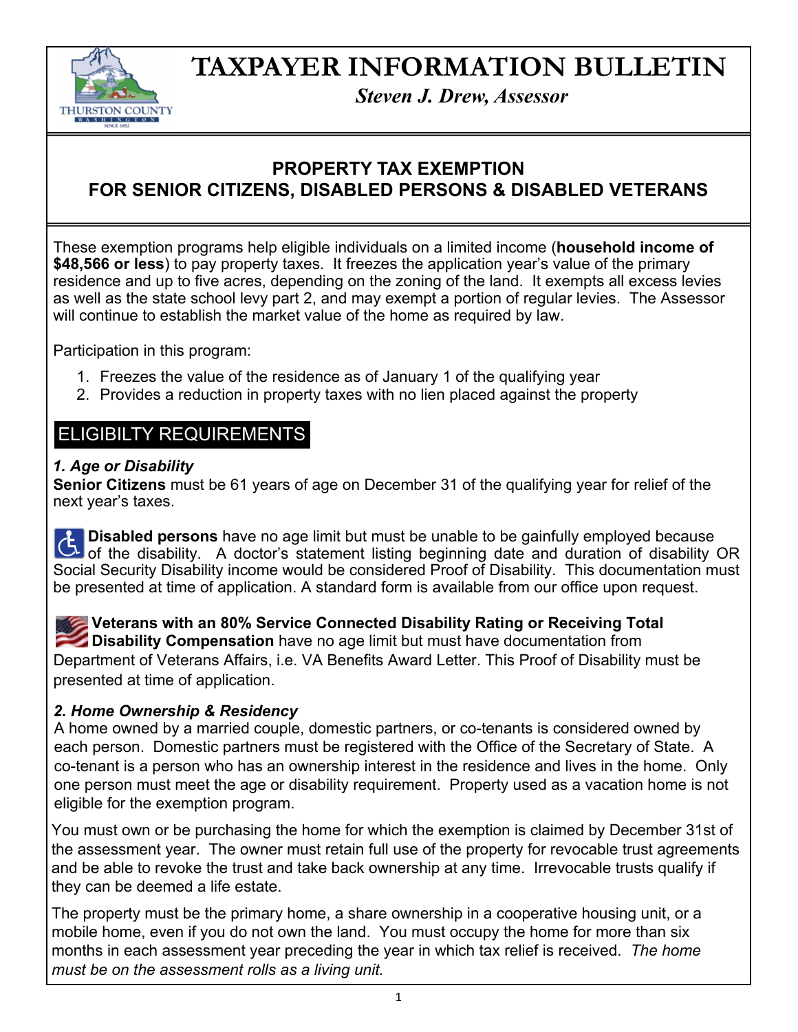# TAXPAYER INFORMATION BULLETIN

*Steven J. Drew, Assessor*

## PROPERTY TAX EXEMPTION FOR SENIOR CITIZENS, DISABLED PERSONS & DISABLED VETERANS

These exemption programs help eligible individuals on a limited income (**household income of $48,566 or less**) to pay property taxes. It freezes the application year's value of the primary residence and up to five acres, depending on the zoning of the land. It exempts all excess levies as well as the state school levy part 2, and may exempt a portion of regular levies. The Assessor will continue to establish the market value of the home as required by law.

Participation in this program:

1. Freezes the value of the residence as of January 1 of the qualifying year
2. Provides a reduction in property taxes with no lien placed against the property

## ELIGIBILTY REQUIREMENTS

### *1. Age or Disability*

**Senior Citizens** must be 61 years of age on December 31 of the qualifying year for relief of the next year's taxes.

**Disabled persons** have no age limit but must be unable to be gainfully employed because of the disability. A doctor's statement listing beginning date and duration of disability OR Social Security Disability income would be considered Proof of Disability. This documentation must be presented at time of application. A standard form is available from our office upon request.

**Veterans with an 80% Service Connected Disability Rating or Receiving Total Disability Compensation** have no age limit but must have documentation from Department of Veterans Affairs, i.e. VA Benefits Award Letter. This Proof of Disability must be presented at time of application.

### *2. Home Ownership & Residency*

A home owned by a married couple, domestic partners, or co-tenants is considered owned by each person. Domestic partners must be registered with the Office of the Secretary of State. A co-tenant is a person who has an ownership interest in the residence and lives in the home. Only one person must meet the age or disability requirement. Property used as a vacation home is not eligible for the exemption program.

You must own or be purchasing the home for which the exemption is claimed by December 31st of the assessment year. The owner must retain full use of the property for revocable trust agreements and be able to revoke the trust and take back ownership at any time. Irrevocable trusts qualify if they can be deemed a life estate.

The property must be the primary home, a share ownership in a cooperative housing unit, or a mobile home, even if you do not own the land. You must occupy the home for more than six months in each assessment year preceding the year in which tax relief is received. *The home must be on the assessment rolls as a living unit.*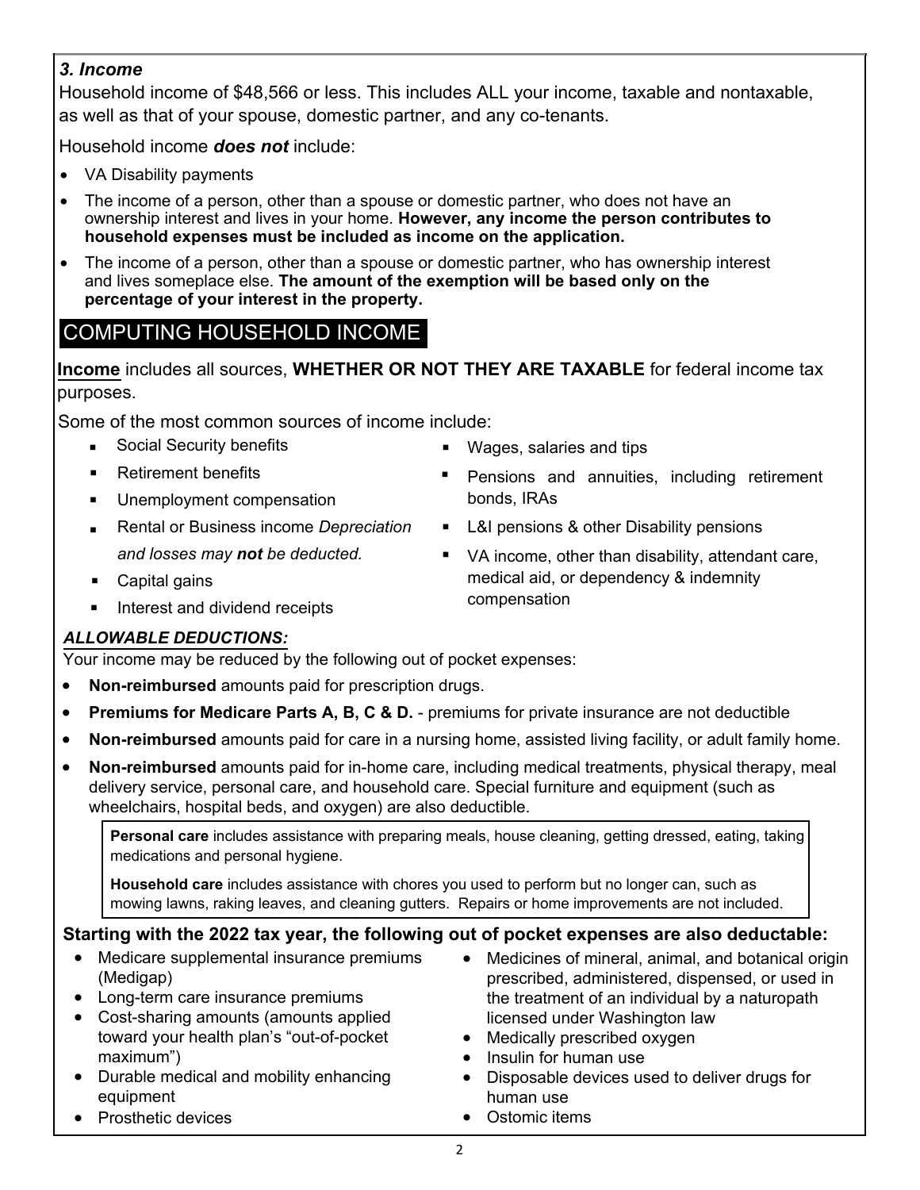### *3. Income*

Household income of $48,566 or less. This includes ALL your income, taxable and nontaxable, as well as that of your spouse, domestic partner, and any co-tenants.

Household income ***does not*** include:

- VA Disability payments
- The income of a person, other than a spouse or domestic partner, who does not have an ownership interest and lives in your home. **However, any income the person contributes to household expenses must be included as income on the application.**
- The income of a person, other than a spouse or domestic partner, who has ownership interest and lives someplace else. **The amount of the exemption will be based only on the percentage of your interest in the property.**

## COMPUTING HOUSEHOLD INCOME

**Income** includes all sources, **WHETHER OR NOT THEY ARE TAXABLE** for federal income tax purposes.

Some of the most common sources of income include:

- Social Security benefits
- Retirement benefits
- Unemployment compensation
- Rental or Business income *Depreciation and losses may **not** be deducted.*
- Capital gains
- Interest and dividend receipts
- Wages, salaries and tips
- Pensions and annuities, including retirement bonds, IRAs
- L&I pensions & other Disability pensions
- VA income, other than disability, attendant care, medical aid, or dependency & indemnity compensation

***ALLOWABLE DEDUCTIONS:***

Your income may be reduced by the following out of pocket expenses:

- **Non-reimbursed** amounts paid for prescription drugs.
- **Premiums for Medicare Parts A, B, C & D.** - premiums for private insurance are not deductible
- **Non-reimbursed** amounts paid for care in a nursing home, assisted living facility, or adult family home.
- **Non-reimbursed** amounts paid for in-home care, including medical treatments, physical therapy, meal delivery service, personal care, and household care. Special furniture and equipment (such as wheelchairs, hospital beds, and oxygen) are also deductible.

> **Personal care** includes assistance with preparing meals, house cleaning, getting dressed, eating, taking medications and personal hygiene.
>
> **Household care** includes assistance with chores you used to perform but no longer can, such as mowing lawns, raking leaves, and cleaning gutters. Repairs or home improvements are not included.

**Starting with the 2022 tax year, the following out of pocket expenses are also deductable:**

- Medicare supplemental insurance premiums (Medigap)
- Long-term care insurance premiums
- Cost-sharing amounts (amounts applied toward your health plan's "out-of-pocket maximum")
- Durable medical and mobility enhancing equipment
- Prosthetic devices
- Medicines of mineral, animal, and botanical origin prescribed, administered, dispensed, or used in the treatment of an individual by a naturopath licensed under Washington law
- Medically prescribed oxygen
- Insulin for human use
- Disposable devices used to deliver drugs for human use
- Ostomic items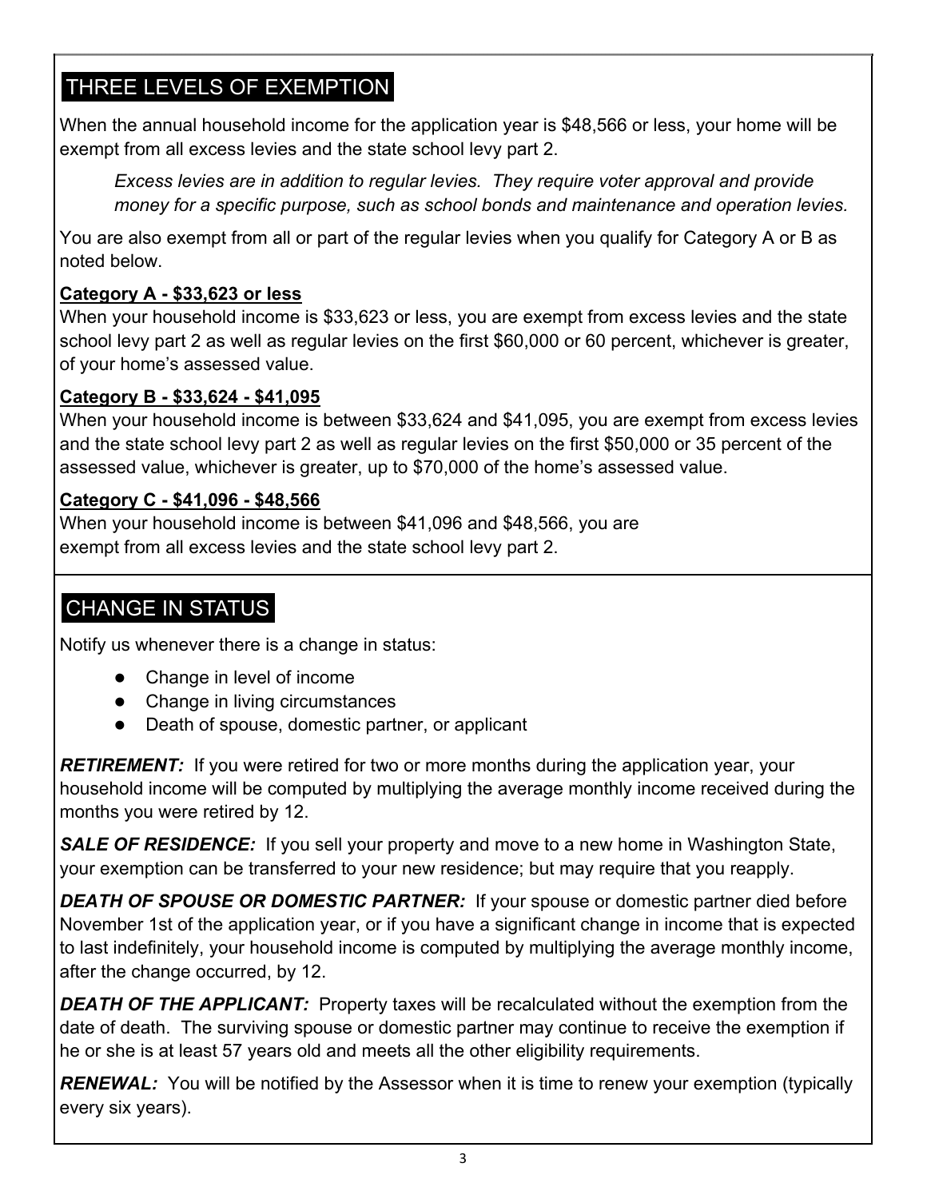## THREE LEVELS OF EXEMPTION

When the annual household income for the application year is $48,566 or less, your home will be exempt from all excess levies and the state school levy part 2.

> *Excess levies are in addition to regular levies. They require voter approval and provide money for a specific purpose, such as school bonds and maintenance and operation levies.*

You are also exempt from all or part of the regular levies when you qualify for Category A or B as noted below.

**Category A - $33,623 or less**

When your household income is $33,623 or less, you are exempt from excess levies and the state school levy part 2 as well as regular levies on the first $60,000 or 60 percent, whichever is greater, of your home's assessed value.

**Category B - $33,624 - $41,095**

When your household income is between $33,624 and $41,095, you are exempt from excess levies and the state school levy part 2 as well as regular levies on the first $50,000 or 35 percent of the assessed value, whichever is greater, up to $70,000 of the home's assessed value.

**Category C - $41,096 - $48,566**

When your household income is between $41,096 and $48,566, you are exempt from all excess levies and the state school levy part 2.

## CHANGE IN STATUS

Notify us whenever there is a change in status:

- Change in level of income
- Change in living circumstances
- Death of spouse, domestic partner, or applicant

***RETIREMENT:*** If you were retired for two or more months during the application year, your household income will be computed by multiplying the average monthly income received during the months you were retired by 12.

***SALE OF RESIDENCE:*** If you sell your property and move to a new home in Washington State, your exemption can be transferred to your new residence; but may require that you reapply.

***DEATH OF SPOUSE OR DOMESTIC PARTNER:*** If your spouse or domestic partner died before November 1st of the application year, or if you have a significant change in income that is expected to last indefinitely, your household income is computed by multiplying the average monthly income, after the change occurred, by 12.

***DEATH OF THE APPLICANT:*** Property taxes will be recalculated without the exemption from the date of death. The surviving spouse or domestic partner may continue to receive the exemption if he or she is at least 57 years old and meets all the other eligibility requirements.

***RENEWAL:*** You will be notified by the Assessor when it is time to renew your exemption (typically every six years).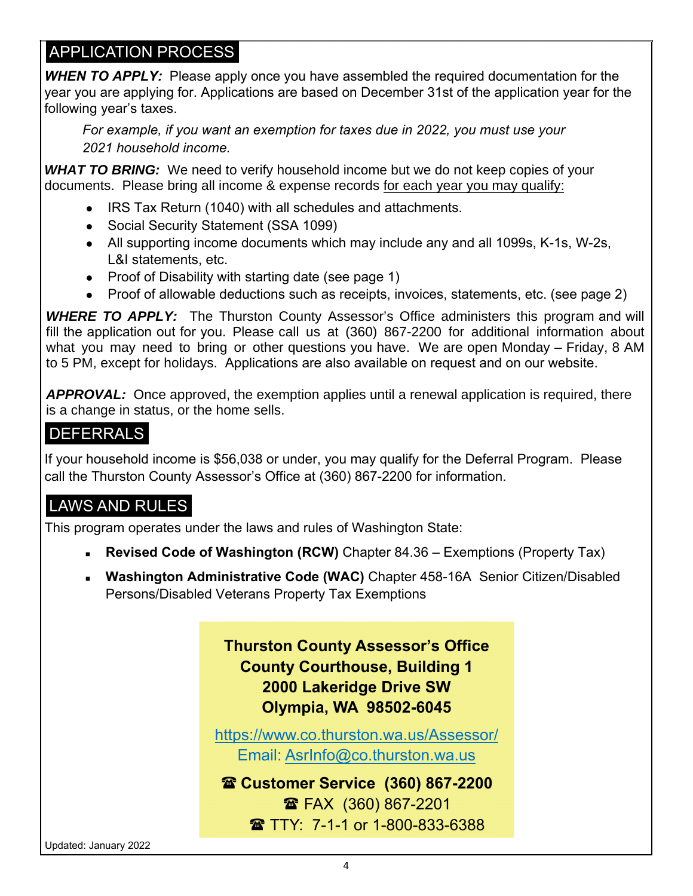## APPLICATION PROCESS

***WHEN TO APPLY:*** Please apply once you have assembled the required documentation for the year you are applying for. Applications are based on December 31st of the application year for the following year's taxes.

*For example, if you want an exemption for taxes due in 2022, you must use your 2021 household income.*

***WHAT TO BRING:*** We need to verify household income but we do not keep copies of your documents. Please bring all income & expense records for each year you may qualify:

- IRS Tax Return (1040) with all schedules and attachments.
- Social Security Statement (SSA 1099)
- All supporting income documents which may include any and all 1099s, K-1s, W-2s, L&I statements, etc.
- Proof of Disability with starting date (see page 1)
- Proof of allowable deductions such as receipts, invoices, statements, etc. (see page 2)

***WHERE TO APPLY:*** The Thurston County Assessor's Office administers this program and will fill the application out for you. Please call us at (360) 867-2200 for additional information about what you may need to bring or other questions you have. We are open Monday – Friday, 8 AM to 5 PM, except for holidays. Applications are also available on request and on our website.

***APPROVAL:*** Once approved, the exemption applies until a renewal application is required, there is a change in status, or the home sells.

## DEFERRALS

If your household income is $56,038 or under, you may qualify for the Deferral Program. Please call the Thurston County Assessor's Office at (360) 867-2200 for information.

## LAWS AND RULES

This program operates under the laws and rules of Washington State:

- **Revised Code of Washington (RCW)** Chapter 84.36 – Exemptions (Property Tax)
- **Washington Administrative Code (WAC)** Chapter 458-16A Senior Citizen/Disabled Persons/Disabled Veterans Property Tax Exemptions

**Thurston County Assessor's Office**
**County Courthouse, Building 1**
**2000 Lakeridge Drive SW**
**Olympia, WA 98502-6045**

https://www.co.thurston.wa.us/Assessor/
Email: AsrInfo@co.thurston.wa.us

☎ **Customer Service (360) 867-2200**
☎ FAX (360) 867-2201
☎ TTY: 7-1-1 or 1-800-833-6388

Updated: January 2022